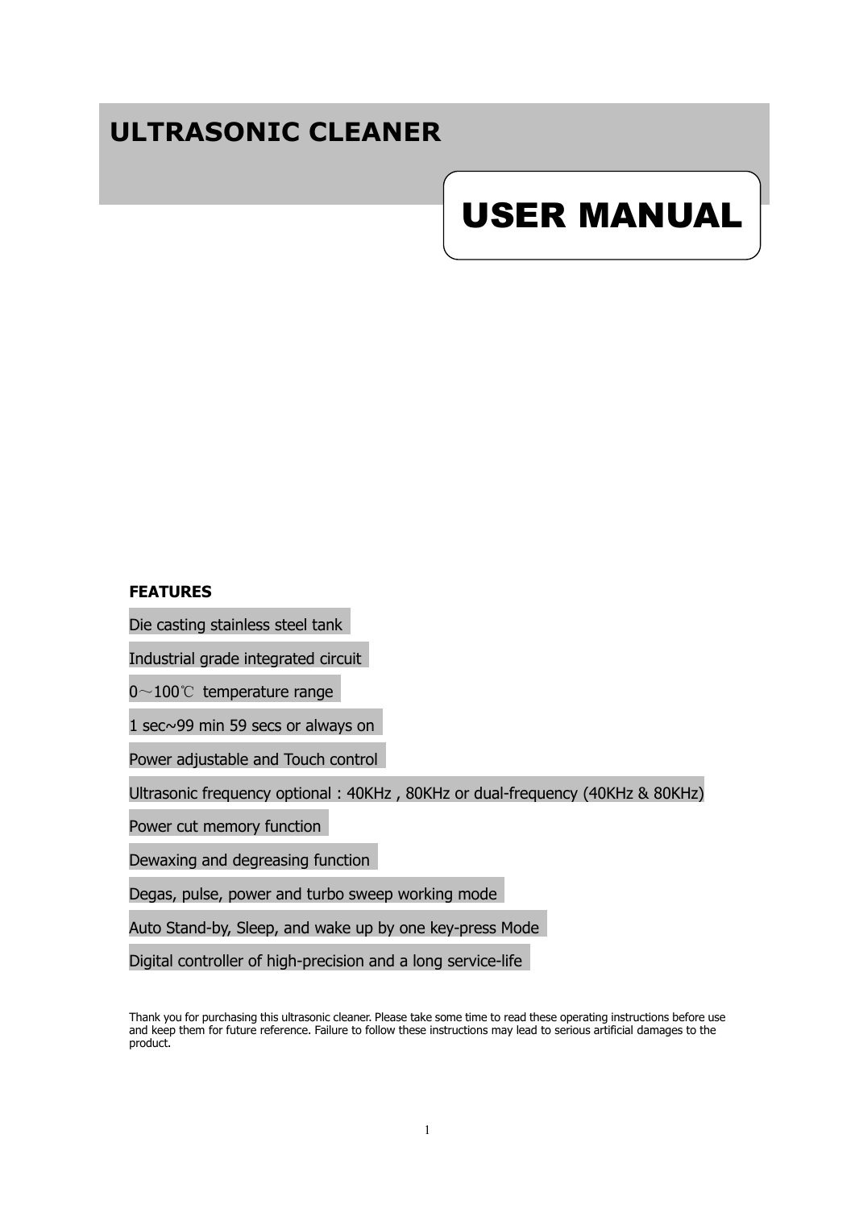# ULTRASONIC CLEANER

# USER MANUAL

**FEATURES**

Die casting stainless steel tank

Industrial grade integrated circuit

0～100℃ temperature range

1 sec~99 min 59 secs or always on

Power adjustable and Touch control

Ultrasonic frequency optional : 40KHz , 80KHz or dual-frequency (40KHz & 80KHz)

Power cut memory function

Dewaxing and degreasing function

Degas, pulse, power and turbo sweep working mode

Auto Stand-by, Sleep, and wake up by one key-press Mode

Digital controller of high-precision and a long service-life

Thank you for purchasing this ultrasonic cleaner. Please take some time to read these operating instructions before use and keep them for future reference. Failure to follow these instructions may lead to serious artificial damages to the product.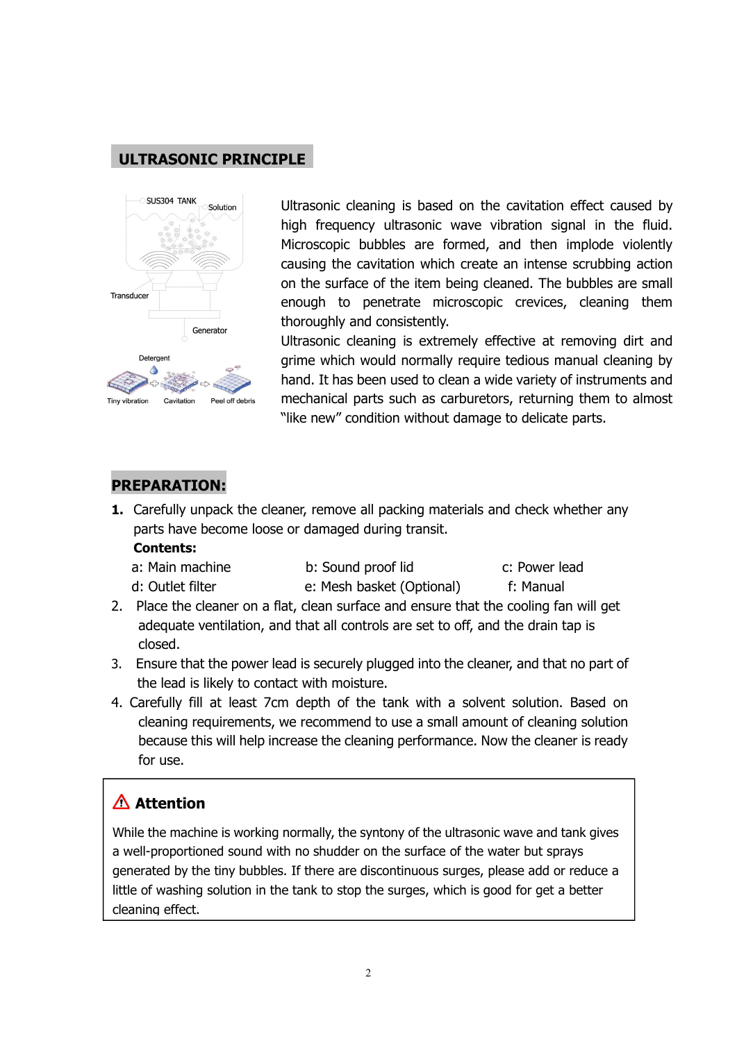## ULTRASONIC PRINCIPLE

SUS304 TANK
Solution
Transducer
Generator
Detergent
Tiny vibration  Cavitation  Peel off debris

Ultrasonic cleaning is based on the cavitation effect caused by high frequency ultrasonic wave vibration signal in the fluid. Microscopic bubbles are formed, and then implode violently causing the cavitation which create an intense scrubbing action on the surface of the item being cleaned. The bubbles are small enough to penetrate microscopic crevices, cleaning them thoroughly and consistently.

Ultrasonic cleaning is extremely effective at removing dirt and grime which would normally require tedious manual cleaning by hand. It has been used to clean a wide variety of instruments and mechanical parts such as carburetors, returning them to almost "like new" condition without damage to delicate parts.

## PREPARATION:

1. Carefully unpack the cleaner, remove all packing materials and check whether any parts have become loose or damaged during transit.

   **Contents:**

   | | | |
   |---|---|---|
   | a: Main machine | b: Sound proof lid | c: Power lead |
   | d: Outlet filter | e: Mesh basket (Optional) | f: Manual |

2. Place the cleaner on a flat, clean surface and ensure that the cooling fan will get adequate ventilation, and that all controls are set to off, and the drain tap is closed.
3. Ensure that the power lead is securely plugged into the cleaner, and that no part of the lead is likely to contact with moisture.
4. Carefully fill at least 7cm depth of the tank with a solvent solution. Based on cleaning requirements, we recommend to use a small amount of cleaning solution because this will help increase the cleaning performance. Now the cleaner is ready for use.

> ⚠ **Attention**
>
> While the machine is working normally, the syntony of the ultrasonic wave and tank gives a well-proportioned sound with no shudder on the surface of the water but sprays generated by the tiny bubbles. If there are discontinuous surges, please add or reduce a little of washing solution in the tank to stop the surges, which is good for get a better cleaning effect.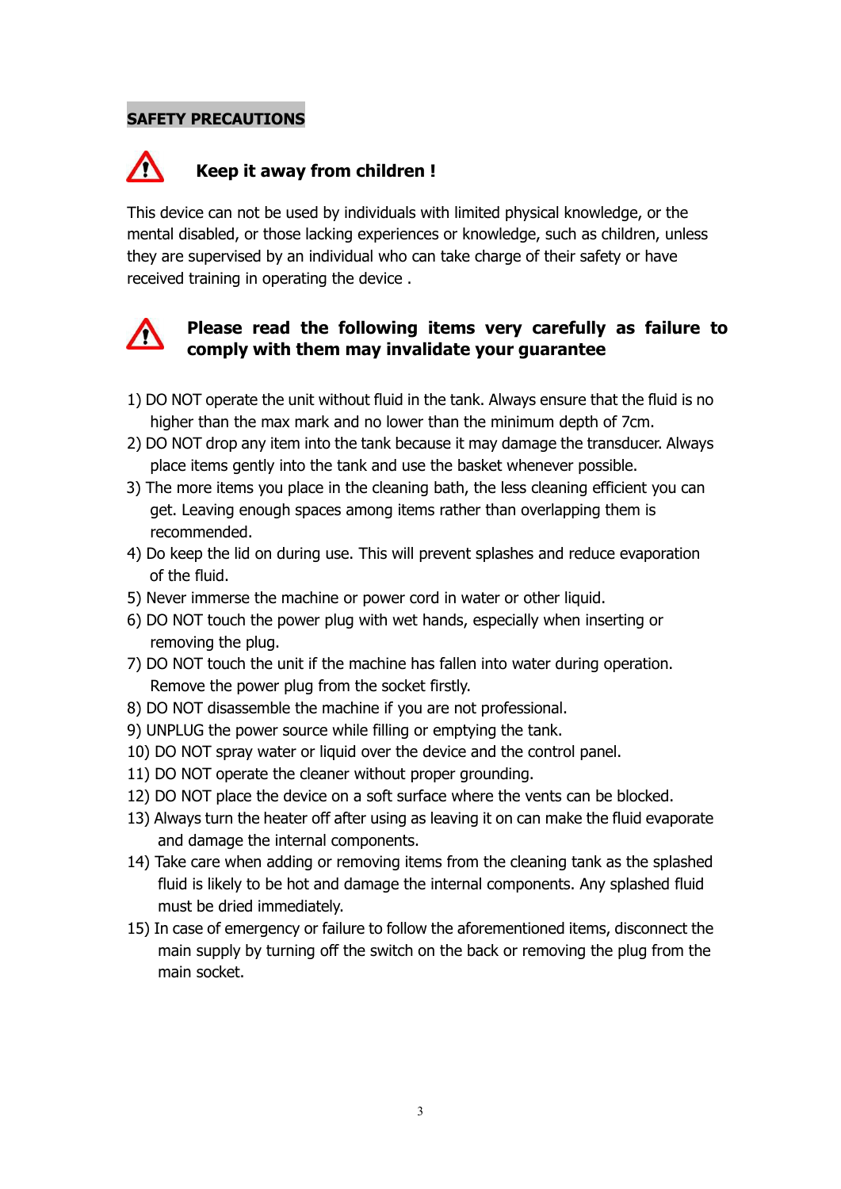## SAFETY PRECAUTIONS

**Keep it away from children !**

This device can not be used by individuals with limited physical knowledge, or the mental disabled, or those lacking experiences or knowledge, such as children, unless they are supervised by an individual who can take charge of their safety or have received training in operating the device .

**Please read the following items very carefully as failure to comply with them may invalidate your guarantee**

1) DO NOT operate the unit without fluid in the tank. Always ensure that the fluid is no higher than the max mark and no lower than the minimum depth of 7cm.
2) DO NOT drop any item into the tank because it may damage the transducer. Always place items gently into the tank and use the basket whenever possible.
3) The more items you place in the cleaning bath, the less cleaning efficient you can get. Leaving enough spaces among items rather than overlapping them is recommended.
4) Do keep the lid on during use. This will prevent splashes and reduce evaporation of the fluid.
5) Never immerse the machine or power cord in water or other liquid.
6) DO NOT touch the power plug with wet hands, especially when inserting or removing the plug.
7) DO NOT touch the unit if the machine has fallen into water during operation. Remove the power plug from the socket firstly.
8) DO NOT disassemble the machine if you are not professional.
9) UNPLUG the power source while filling or emptying the tank.
10) DO NOT spray water or liquid over the device and the control panel.
11) DO NOT operate the cleaner without proper grounding.
12) DO NOT place the device on a soft surface where the vents can be blocked.
13) Always turn the heater off after using as leaving it on can make the fluid evaporate and damage the internal components.
14) Take care when adding or removing items from the cleaning tank as the splashed fluid is likely to be hot and damage the internal components. Any splashed fluid must be dried immediately.
15) In case of emergency or failure to follow the aforementioned items, disconnect the main supply by turning off the switch on the back or removing the plug from the main socket.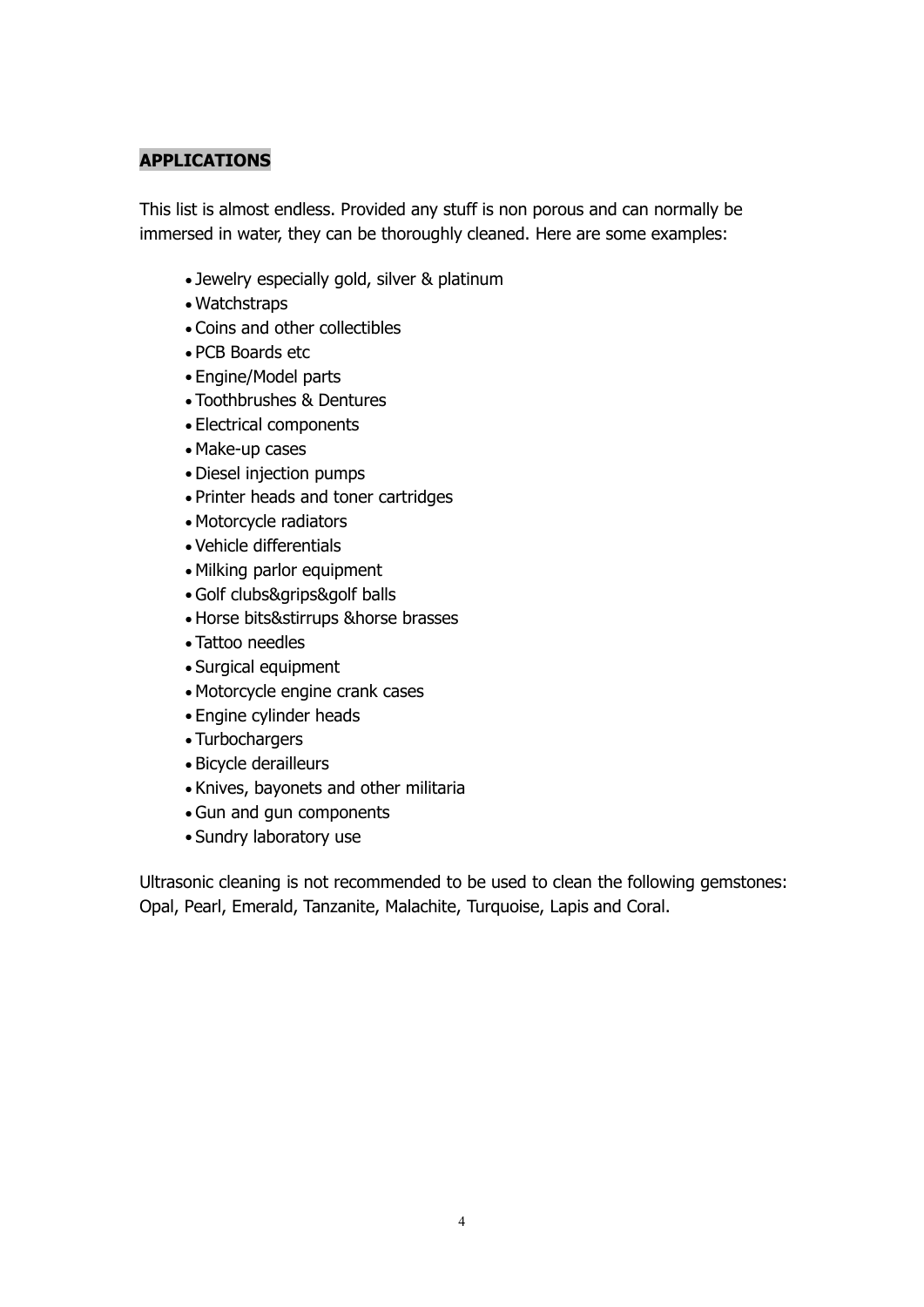## APPLICATIONS

This list is almost endless. Provided any stuff is non porous and can normally be immersed in water, they can be thoroughly cleaned. Here are some examples:

- Jewelry especially gold, silver & platinum
- Watchstraps
- Coins and other collectibles
- PCB Boards etc
- Engine/Model parts
- Toothbrushes & Dentures
- Electrical components
- Make-up cases
- Diesel injection pumps
- Printer heads and toner cartridges
- Motorcycle radiators
- Vehicle differentials
- Milking parlor equipment
- Golf clubs&grips&golf balls
- Horse bits&stirrups &horse brasses
- Tattoo needles
- Surgical equipment
- Motorcycle engine crank cases
- Engine cylinder heads
- Turbochargers
- Bicycle derailleurs
- Knives, bayonets and other militaria
- Gun and gun components
- Sundry laboratory use

Ultrasonic cleaning is not recommended to be used to clean the following gemstones: Opal, Pearl, Emerald, Tanzanite, Malachite, Turquoise, Lapis and Coral.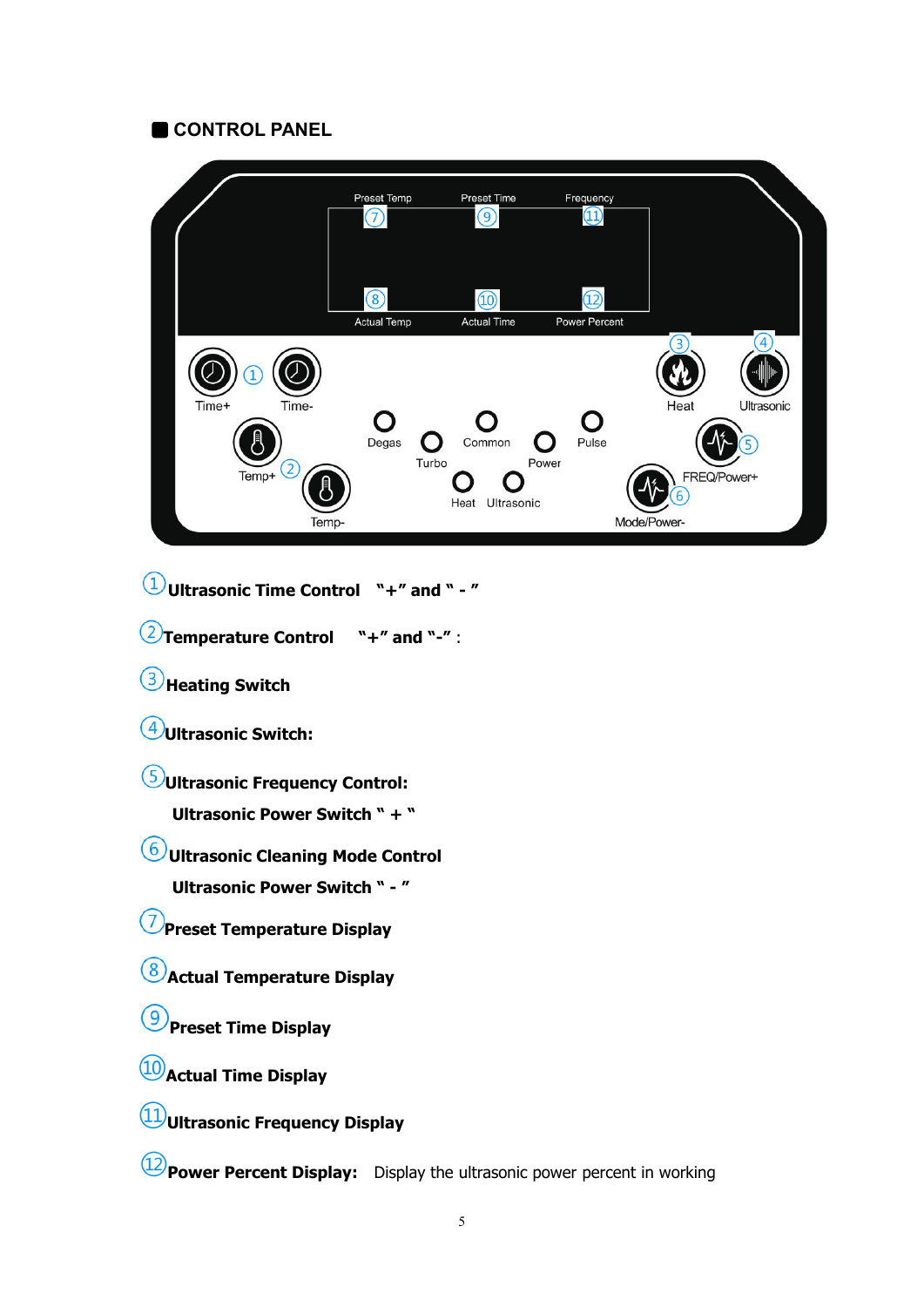## CONTROL PANEL

①**Ultrasonic Time Control "+" and " - "**

②**Temperature Control "+" and "-"** :

③**Heating Switch**

④**Ultrasonic Switch:**

⑤**Ultrasonic Frequency Control:**

**Ultrasonic Power Switch " + "**

⑥**Ultrasonic Cleaning Mode Control**

**Ultrasonic Power Switch " - "**

⑦**Preset Temperature Display**

⑧**Actual Temperature Display**

⑨**Preset Time Display**

⑩**Actual Time Display**

⑪**Ultrasonic Frequency Display**

⑫**Power Percent Display:** Display the ultrasonic power percent in working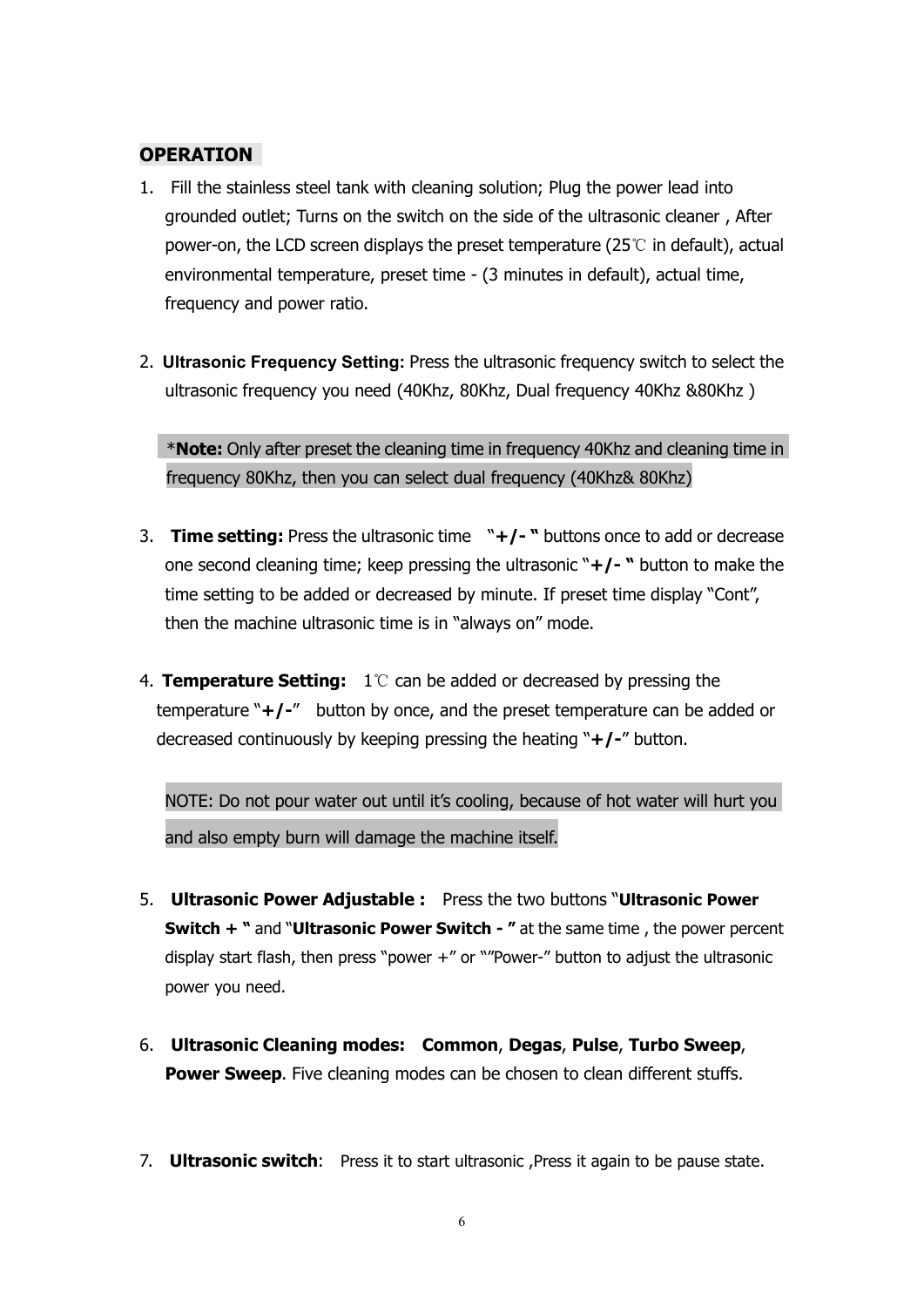## OPERATION

1. Fill the stainless steel tank with cleaning solution; Plug the power lead into grounded outlet; Turns on the switch on the side of the ultrasonic cleaner , After power-on, the LCD screen displays the preset temperature (25℃ in default), actual environmental temperature, preset time - (3 minutes in default), actual time, frequency and power ratio.

2. **Ultrasonic Frequency Setting:** Press the ultrasonic frequency switch to select the ultrasonic frequency you need (40Khz, 80Khz, Dual frequency 40Khz &80Khz )

   ***Note:** Only after preset the cleaning time in frequency 40Khz and cleaning time in frequency 80Khz, then you can select dual frequency (40Khz& 80Khz)

3. **Time setting:** Press the ultrasonic time "**+/-** " buttons once to add or decrease one second cleaning time; keep pressing the ultrasonic "**+/-** " button to make the time setting to be added or decreased by minute. If preset time display "Cont", then the machine ultrasonic time is in "always on" mode.

4. **Temperature Setting:** 1℃ can be added or decreased by pressing the temperature "**+/-**" button by once, and the preset temperature can be added or decreased continuously by keeping pressing the heating "**+/-**" button.

   NOTE: Do not pour water out until it's cooling, because of hot water will hurt you and also empty burn will damage the machine itself.

5. **Ultrasonic Power Adjustable :** Press the two buttons "**Ultrasonic Power Switch +** " and "**Ultrasonic Power Switch -** " at the same time , the power percent display start flash, then press "power +" or ""Power-" button to adjust the ultrasonic power you need.

6. **Ultrasonic Cleaning modes:** **Common**, **Degas**, **Pulse**, **Turbo Sweep**, **Power Sweep**. Five cleaning modes can be chosen to clean different stuffs.

7. **Ultrasonic switch**: Press it to start ultrasonic ,Press it again to be pause state.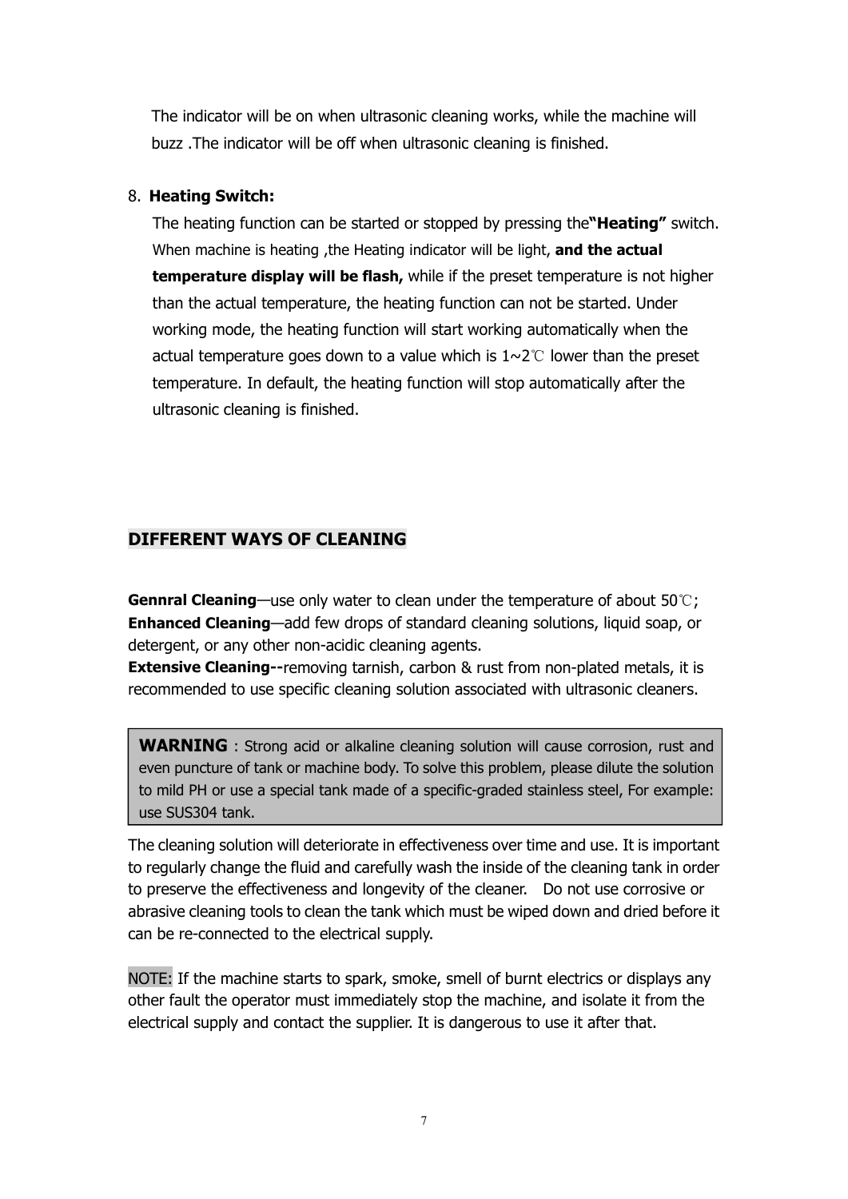The indicator will be on when ultrasonic cleaning works, while the machine will buzz .The indicator will be off when ultrasonic cleaning is finished.

8. **Heating Switch:**

The heating function can be started or stopped by pressing the**"Heating"** switch. When machine is heating ,the Heating indicator will be light, **and the actual temperature display will be flash,** while if the preset temperature is not higher than the actual temperature, the heating function can not be started. Under working mode, the heating function will start working automatically when the actual temperature goes down to a value which is 1~2℃ lower than the preset temperature. In default, the heating function will stop automatically after the ultrasonic cleaning is finished.

## DIFFERENT WAYS OF CLEANING

**Gennral Cleaning**—use only water to clean under the temperature of about 50℃;
**Enhanced Cleaning**—add few drops of standard cleaning solutions, liquid soap, or detergent, or any other non-acidic cleaning agents.
**Extensive Cleaning--**removing tarnish, carbon & rust from non-plated metals, it is recommended to use specific cleaning solution associated with ultrasonic cleaners.

> **WARNING** : Strong acid or alkaline cleaning solution will cause corrosion, rust and even puncture of tank or machine body. To solve this problem, please dilute the solution to mild PH or use a special tank made of a specific-graded stainless steel, For example: use SUS304 tank.

The cleaning solution will deteriorate in effectiveness over time and use. It is important to regularly change the fluid and carefully wash the inside of the cleaning tank in order to preserve the effectiveness and longevity of the cleaner. Do not use corrosive or abrasive cleaning tools to clean the tank which must be wiped down and dried before it can be re-connected to the electrical supply.

NOTE: If the machine starts to spark, smoke, smell of burnt electrics or displays any other fault the operator must immediately stop the machine, and isolate it from the electrical supply and contact the supplier. It is dangerous to use it after that.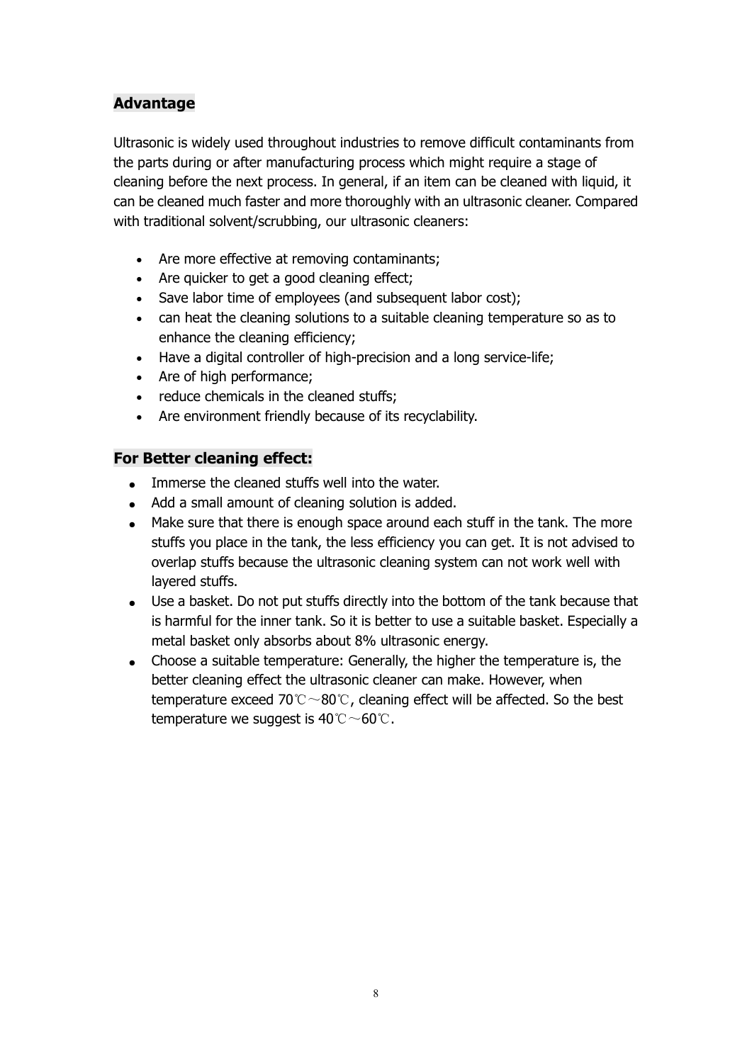## Advantage

Ultrasonic is widely used throughout industries to remove difficult contaminants from the parts during or after manufacturing process which might require a stage of cleaning before the next process. In general, if an item can be cleaned with liquid, it can be cleaned much faster and more thoroughly with an ultrasonic cleaner. Compared with traditional solvent/scrubbing, our ultrasonic cleaners:

- Are more effective at removing contaminants;
- Are quicker to get a good cleaning effect;
- Save labor time of employees (and subsequent labor cost);
- can heat the cleaning solutions to a suitable cleaning temperature so as to enhance the cleaning efficiency;
- Have a digital controller of high-precision and a long service-life;
- Are of high performance;
- reduce chemicals in the cleaned stuffs;
- Are environment friendly because of its recyclability.

## For Better cleaning effect:

- Immerse the cleaned stuffs well into the water.
- Add a small amount of cleaning solution is added.
- Make sure that there is enough space around each stuff in the tank. The more stuffs you place in the tank, the less efficiency you can get. It is not advised to overlap stuffs because the ultrasonic cleaning system can not work well with layered stuffs.
- Use a basket. Do not put stuffs directly into the bottom of the tank because that is harmful for the inner tank. So it is better to use a suitable basket. Especially a metal basket only absorbs about 8% ultrasonic energy.
- Choose a suitable temperature: Generally, the higher the temperature is, the better cleaning effect the ultrasonic cleaner can make. However, when temperature exceed 70℃～80℃, cleaning effect will be affected. So the best temperature we suggest is 40℃～60℃.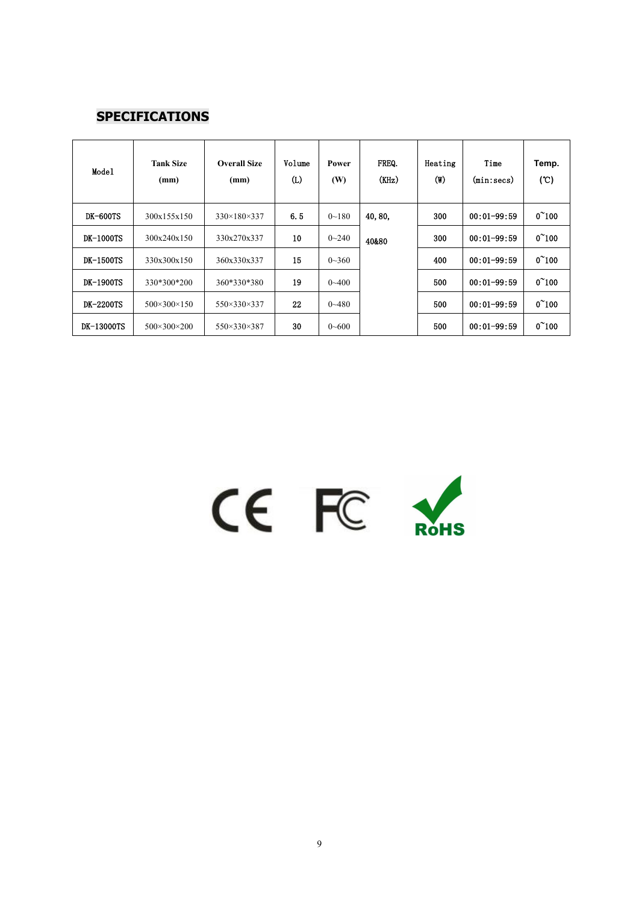## SPECIFICATIONS

| Model | Tank Size (mm) | Overall Size (mm) | Volume (L) | Power (W) | FREQ. (KHz) | Heating (W) | Time (min:secs) | Temp. (℃) |
|---|---|---|---|---|---|---|---|---|
| DK-600TS | 300x155x150 | 330×180×337 | 6.5 | 0~180 | 40, 80, 40&80 | 300 | 00:01-99:59 | 0~100 |
| DK-1000TS | 300x240x150 | 330x270x337 | 10 | 0~240 | | 300 | 00:01-99:59 | 0~100 |
| DK-1500TS | 330x300x150 | 360x330x337 | 15 | 0~360 | | 400 | 00:01-99:59 | 0~100 |
| DK-1900TS | 330*300*200 | 360*330*380 | 19 | 0~400 | | 500 | 00:01-99:59 | 0~100 |
| DK-2200TS | 500×300×150 | 550×330×337 | 22 | 0~480 | | 500 | 00:01-99:59 | 0~100 |
| DK-13000TS | 500×300×200 | 550×330×387 | 30 | 0~600 | | 500 | 00:01-99:59 | 0~100 |

CE FC RoHS